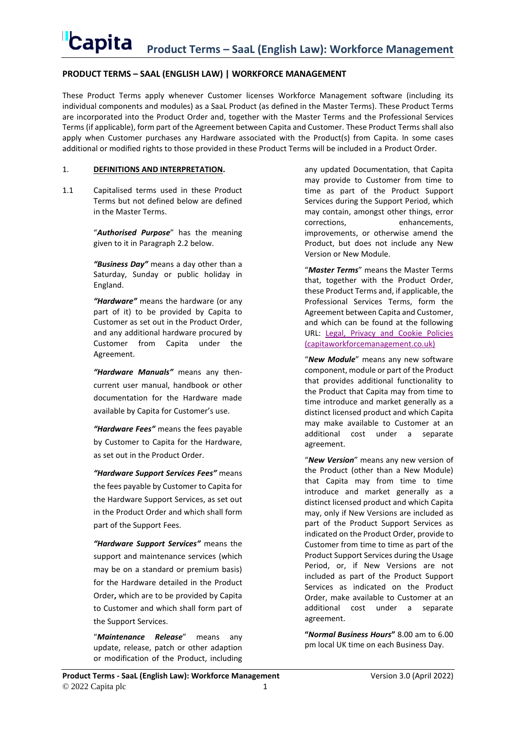# PRODUCT TERMS – SAAL (ENGLISH LAW) | WORKFORCE MANAGEMENT

These Product Terms apply whenever Customer licenses Workforce Management software (including its individual components and modules) as a SaaL Product (as defined in the Master Terms). These Product Terms are incorporated into the Product Order and, together with the Master Terms and the Professional Services Terms (if applicable), form part of the Agreement between Capita and Customer. These Product Terms shall also apply when Customer purchases any Hardware associated with the Product(s) from Capita. In some cases additional or modified rights to those provided in these Product Terms will be included in a Product Order.

## 1. DEFINITIONS AND INTERPRETATION.

1.1 Capitalised terms used in these Product Terms but not defined below are defined in the Master Terms.

"***Authorised Purpose***" has the meaning given to it in Paragraph 2.2 below.

***"Business Day"*** means a day other than a Saturday, Sunday or public holiday in England.

***"Hardware"*** means the hardware (or any part of it) to be provided by Capita to Customer as set out in the Product Order, and any additional hardware procured by Customer from Capita under the Agreement.

***"Hardware Manuals"*** means any then-current user manual, handbook or other documentation for the Hardware made available by Capita for Customer's use.

***"Hardware Fees"*** means the fees payable by Customer to Capita for the Hardware, as set out in the Product Order.

***"Hardware Support Services Fees"*** means the fees payable by Customer to Capita for the Hardware Support Services, as set out in the Product Order and which shall form part of the Support Fees.

***"Hardware Support Services"*** means the support and maintenance services (which may be on a standard or premium basis) for the Hardware detailed in the Product Order**,** which are to be provided by Capita to Customer and which shall form part of the Support Services.

"***Maintenance Release***" means any update, release, patch or other adaption or modification of the Product, including any updated Documentation, that Capita may provide to Customer from time to time as part of the Product Support Services during the Support Period, which may contain, amongst other things, error corrections, enhancements, improvements, or otherwise amend the Product, but does not include any New Version or New Module.

"***Master Terms***" means the Master Terms that, together with the Product Order, these Product Terms and, if applicable, the Professional Services Terms, form the Agreement between Capita and Customer, and which can be found at the following URL: [Legal, Privacy and Cookie Policies (capitaworkforcemanagement.co.uk)]

"***New Module***" means any new software component, module or part of the Product that provides additional functionality to the Product that Capita may from time to time introduce and market generally as a distinct licensed product and which Capita may make available to Customer at an additional cost under a separate agreement.

"***New Version***" means any new version of the Product (other than a New Module) that Capita may from time to time introduce and market generally as a distinct licensed product and which Capita may, only if New Versions are included as part of the Product Support Services as indicated on the Product Order, provide to Customer from time to time as part of the Product Support Services during the Usage Period, or, if New Versions are not included as part of the Product Support Services as indicated on the Product Order, make available to Customer at an additional cost under a separate agreement.

**"*Normal Business Hours*"** 8.00 am to 6.00 pm local UK time on each Business Day.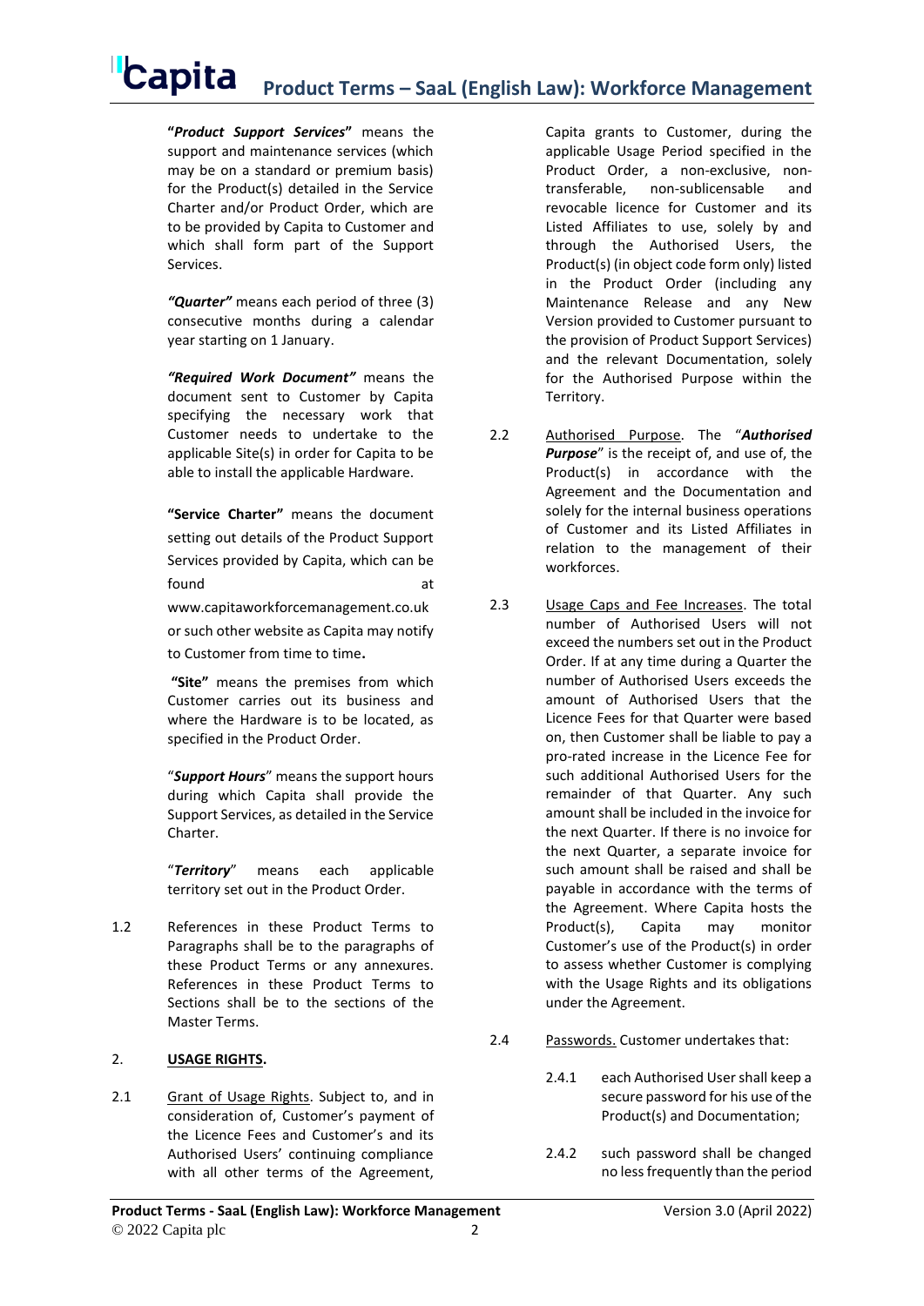**"*Product Support Services*"** means the support and maintenance services (which may be on a standard or premium basis) for the Product(s) detailed in the Service Charter and/or Product Order, which are to be provided by Capita to Customer and which shall form part of the Support Services.

***"Quarter"*** means each period of three (3) consecutive months during a calendar year starting on 1 January.

***"Required Work Document"*** means the document sent to Customer by Capita specifying the necessary work that Customer needs to undertake to the applicable Site(s) in order for Capita to be able to install the applicable Hardware.

**"Service Charter"** means the document setting out details of the Product Support Services provided by Capita, which can be found at www.capitaworkforcemanagement.co.uk or such other website as Capita may notify to Customer from time to time**.**

**"Site"** means the premises from which Customer carries out its business and where the Hardware is to be located, as specified in the Product Order.

"***Support Hours***" means the support hours during which Capita shall provide the Support Services, as detailed in the Service Charter.

"***Territory***" means each applicable territory set out in the Product Order.

1.2 References in these Product Terms to Paragraphs shall be to the paragraphs of these Product Terms or any annexures. References in these Product Terms to Sections shall be to the sections of the Master Terms.

## 2. USAGE RIGHTS.

2.1 Grant of Usage Rights. Subject to, and in consideration of, Customer's payment of the Licence Fees and Customer's and its Authorised Users' continuing compliance with all other terms of the Agreement, Capita grants to Customer, during the applicable Usage Period specified in the Product Order, a non-exclusive, non-transferable, non-sublicensable and revocable licence for Customer and its Listed Affiliates to use, solely by and through the Authorised Users, the Product(s) (in object code form only) listed in the Product Order (including any Maintenance Release and any New Version provided to Customer pursuant to the provision of Product Support Services) and the relevant Documentation, solely for the Authorised Purpose within the Territory.

2.2 Authorised Purpose. The "***Authorised Purpose***" is the receipt of, and use of, the Product(s) in accordance with the Agreement and the Documentation and solely for the internal business operations of Customer and its Listed Affiliates in relation to the management of their workforces.

2.3 Usage Caps and Fee Increases. The total number of Authorised Users will not exceed the numbers set out in the Product Order. If at any time during a Quarter the number of Authorised Users exceeds the amount of Authorised Users that the Licence Fees for that Quarter were based on, then Customer shall be liable to pay a pro-rated increase in the Licence Fee for such additional Authorised Users for the remainder of that Quarter. Any such amount shall be included in the invoice for the next Quarter. If there is no invoice for the next Quarter, a separate invoice for such amount shall be raised and shall be payable in accordance with the terms of the Agreement. Where Capita hosts the Product(s), Capita may monitor Customer's use of the Product(s) in order to assess whether Customer is complying with the Usage Rights and its obligations under the Agreement.

2.4 Passwords. Customer undertakes that:

2.4.1 each Authorised User shall keep a secure password for his use of the Product(s) and Documentation;

2.4.2 such password shall be changed no less frequently than the period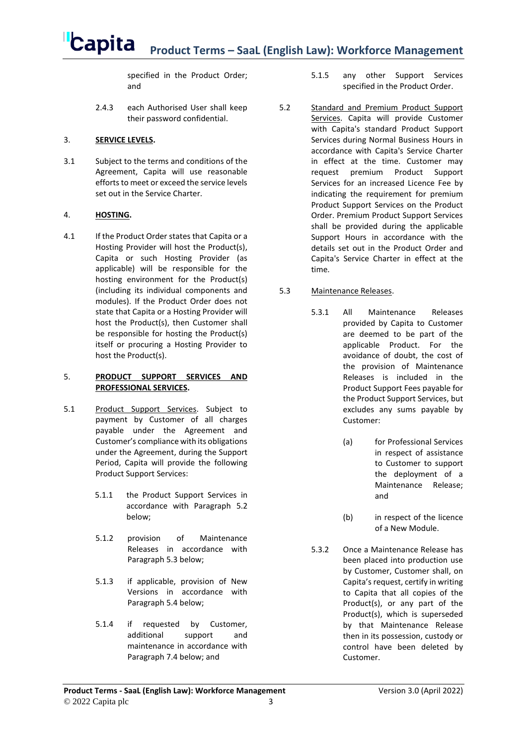specified in the Product Order; and

2.4.3 each Authorised User shall keep their password confidential.

3. **SERVICE LEVELS.**

3.1 Subject to the terms and conditions of the Agreement, Capita will use reasonable efforts to meet or exceed the service levels set out in the Service Charter.

4. **HOSTING.**

4.1 If the Product Order states that Capita or a Hosting Provider will host the Product(s), Capita or such Hosting Provider (as applicable) will be responsible for the hosting environment for the Product(s) (including its individual components and modules). If the Product Order does not state that Capita or a Hosting Provider will host the Product(s), then Customer shall be responsible for hosting the Product(s) itself or procuring a Hosting Provider to host the Product(s).

5. **PRODUCT SUPPORT SERVICES AND PROFESSIONAL SERVICES.**

5.1 Product Support Services. Subject to payment by Customer of all charges payable under the Agreement and Customer's compliance with its obligations under the Agreement, during the Support Period, Capita will provide the following Product Support Services:

5.1.1 the Product Support Services in accordance with Paragraph 5.2 below;

5.1.2 provision of Maintenance Releases in accordance with Paragraph 5.3 below;

5.1.3 if applicable, provision of New Versions in accordance with Paragraph 5.4 below;

5.1.4 if requested by Customer, additional support and maintenance in accordance with Paragraph 7.4 below; and

5.1.5 any other Support Services specified in the Product Order.

5.2 Standard and Premium Product Support Services. Capita will provide Customer with Capita's standard Product Support Services during Normal Business Hours in accordance with Capita's Service Charter in effect at the time. Customer may request premium Product Support Services for an increased Licence Fee by indicating the requirement for premium Product Support Services on the Product Order. Premium Product Support Services shall be provided during the applicable Support Hours in accordance with the details set out in the Product Order and Capita's Service Charter in effect at the time.

5.3 Maintenance Releases.

5.3.1 All Maintenance Releases provided by Capita to Customer are deemed to be part of the applicable Product. For the avoidance of doubt, the cost of the provision of Maintenance Releases is included in the Product Support Fees payable for the Product Support Services, but excludes any sums payable by Customer:

(a) for Professional Services in respect of assistance to Customer to support the deployment of a Maintenance Release; and

(b) in respect of the licence of a New Module.

5.3.2 Once a Maintenance Release has been placed into production use by Customer, Customer shall, on Capita's request, certify in writing to Capita that all copies of the Product(s), or any part of the Product(s), which is superseded by that Maintenance Release then in its possession, custody or control have been deleted by Customer.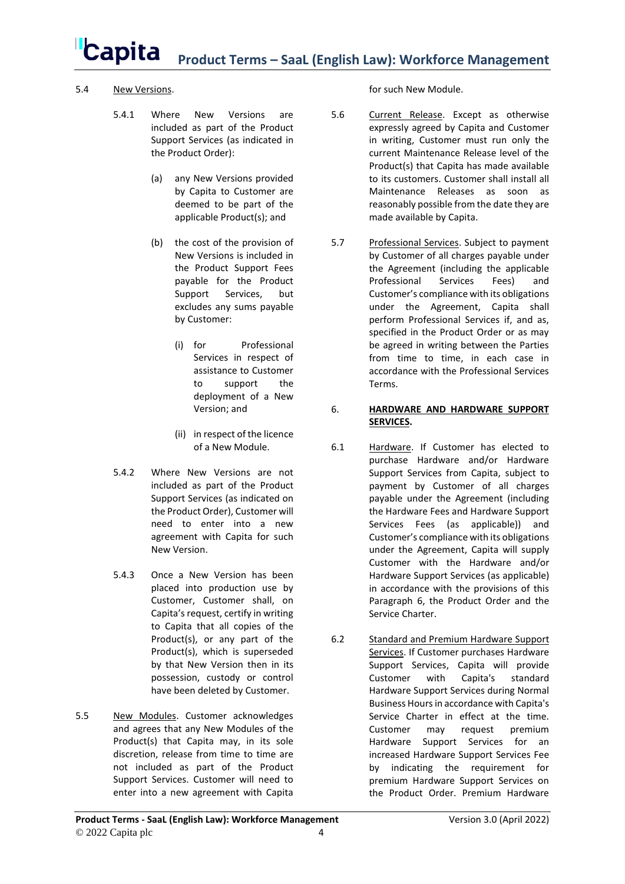5.4 <u>New Versions</u>.

5.4.1 Where New Versions are included as part of the Product Support Services (as indicated in the Product Order):

(a) any New Versions provided by Capita to Customer are deemed to be part of the applicable Product(s); and

(b) the cost of the provision of New Versions is included in the Product Support Fees payable for the Product Support Services, but excludes any sums payable by Customer:

(i) for Professional Services in respect of assistance to Customer to support the deployment of a New Version; and

(ii) in respect of the licence of a New Module.

5.4.2 Where New Versions are not included as part of the Product Support Services (as indicated on the Product Order), Customer will need to enter into a new agreement with Capita for such New Version.

5.4.3 Once a New Version has been placed into production use by Customer, Customer shall, on Capita's request, certify in writing to Capita that all copies of the Product(s), or any part of the Product(s), which is superseded by that New Version then in its possession, custody or control have been deleted by Customer.

5.5 <u>New Modules</u>. Customer acknowledges and agrees that any New Modules of the Product(s) that Capita may, in its sole discretion, release from time to time are not included as part of the Product Support Services. Customer will need to enter into a new agreement with Capita for such New Module.

5.6 <u>Current Release</u>. Except as otherwise expressly agreed by Capita and Customer in writing, Customer must run only the current Maintenance Release level of the Product(s) that Capita has made available to its customers. Customer shall install all Maintenance Releases as soon as reasonably possible from the date they are made available by Capita.

5.7 <u>Professional Services</u>. Subject to payment by Customer of all charges payable under the Agreement (including the applicable Professional Services Fees) and Customer's compliance with its obligations under the Agreement, Capita shall perform Professional Services if, and as, specified in the Product Order or as may be agreed in writing between the Parties from time to time, in each case in accordance with the Professional Services Terms.

6. **<u>HARDWARE AND HARDWARE SUPPORT SERVICES.</u>**

6.1 <u>Hardware</u>. If Customer has elected to purchase Hardware and/or Hardware Support Services from Capita, subject to payment by Customer of all charges payable under the Agreement (including the Hardware Fees and Hardware Support Services Fees (as applicable)) and Customer's compliance with its obligations under the Agreement, Capita will supply Customer with the Hardware and/or Hardware Support Services (as applicable) in accordance with the provisions of this Paragraph 6, the Product Order and the Service Charter.

6.2 <u>Standard and Premium Hardware Support Services</u>. If Customer purchases Hardware Support Services, Capita will provide Customer with Capita's standard Hardware Support Services during Normal Business Hours in accordance with Capita's Service Charter in effect at the time. Customer may request premium Hardware Support Services for an increased Hardware Support Services Fee by indicating the requirement for premium Hardware Support Services on the Product Order. Premium Hardware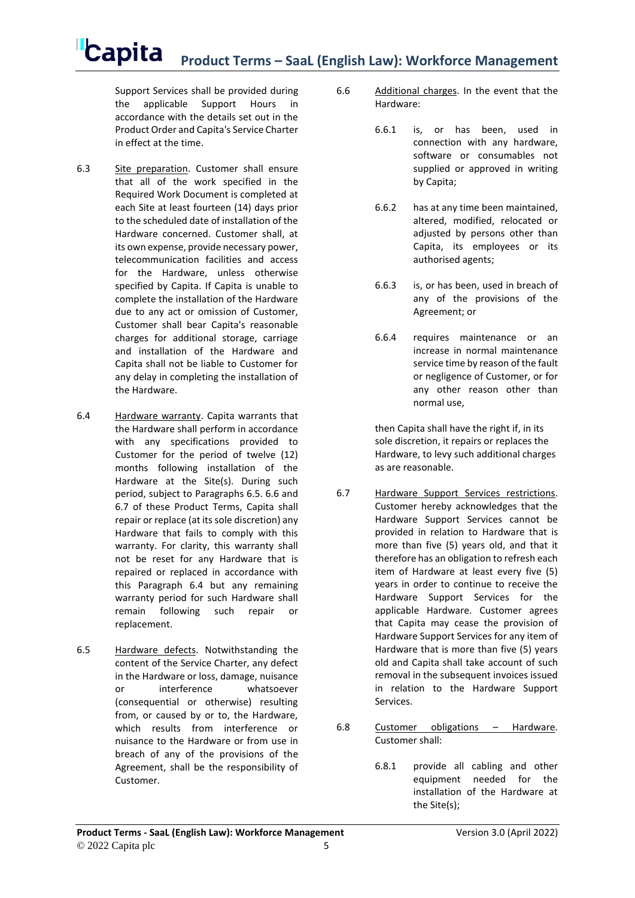Support Services shall be provided during the applicable Support Hours in accordance with the details set out in the Product Order and Capita's Service Charter in effect at the time.

6.3 Site preparation. Customer shall ensure that all of the work specified in the Required Work Document is completed at each Site at least fourteen (14) days prior to the scheduled date of installation of the Hardware concerned. Customer shall, at its own expense, provide necessary power, telecommunication facilities and access for the Hardware, unless otherwise specified by Capita. If Capita is unable to complete the installation of the Hardware due to any act or omission of Customer, Customer shall bear Capita's reasonable charges for additional storage, carriage and installation of the Hardware and Capita shall not be liable to Customer for any delay in completing the installation of the Hardware.

6.4 Hardware warranty. Capita warrants that the Hardware shall perform in accordance with any specifications provided to Customer for the period of twelve (12) months following installation of the Hardware at the Site(s). During such period, subject to Paragraphs 6.5. 6.6 and 6.7 of these Product Terms, Capita shall repair or replace (at its sole discretion) any Hardware that fails to comply with this warranty. For clarity, this warranty shall not be reset for any Hardware that is repaired or replaced in accordance with this Paragraph 6.4 but any remaining warranty period for such Hardware shall remain following such repair or replacement.

6.5 Hardware defects. Notwithstanding the content of the Service Charter, any defect in the Hardware or loss, damage, nuisance or interference whatsoever (consequential or otherwise) resulting from, or caused by or to, the Hardware, which results from interference or nuisance to the Hardware or from use in breach of any of the provisions of the Agreement, shall be the responsibility of Customer.

6.6 Additional charges. In the event that the Hardware:

6.6.1 is, or has been, used in connection with any hardware, software or consumables not supplied or approved in writing by Capita;

6.6.2 has at any time been maintained, altered, modified, relocated or adjusted by persons other than Capita, its employees or its authorised agents;

6.6.3 is, or has been, used in breach of any of the provisions of the Agreement; or

6.6.4 requires maintenance or an increase in normal maintenance service time by reason of the fault or negligence of Customer, or for any other reason other than normal use,

then Capita shall have the right if, in its sole discretion, it repairs or replaces the Hardware, to levy such additional charges as are reasonable.

6.7 Hardware Support Services restrictions. Customer hereby acknowledges that the Hardware Support Services cannot be provided in relation to Hardware that is more than five (5) years old, and that it therefore has an obligation to refresh each item of Hardware at least every five (5) years in order to continue to receive the Hardware Support Services for the applicable Hardware. Customer agrees that Capita may cease the provision of Hardware Support Services for any item of Hardware that is more than five (5) years old and Capita shall take account of such removal in the subsequent invoices issued in relation to the Hardware Support Services.

6.8 Customer obligations – Hardware. Customer shall:

6.8.1 provide all cabling and other equipment needed for the installation of the Hardware at the Site(s);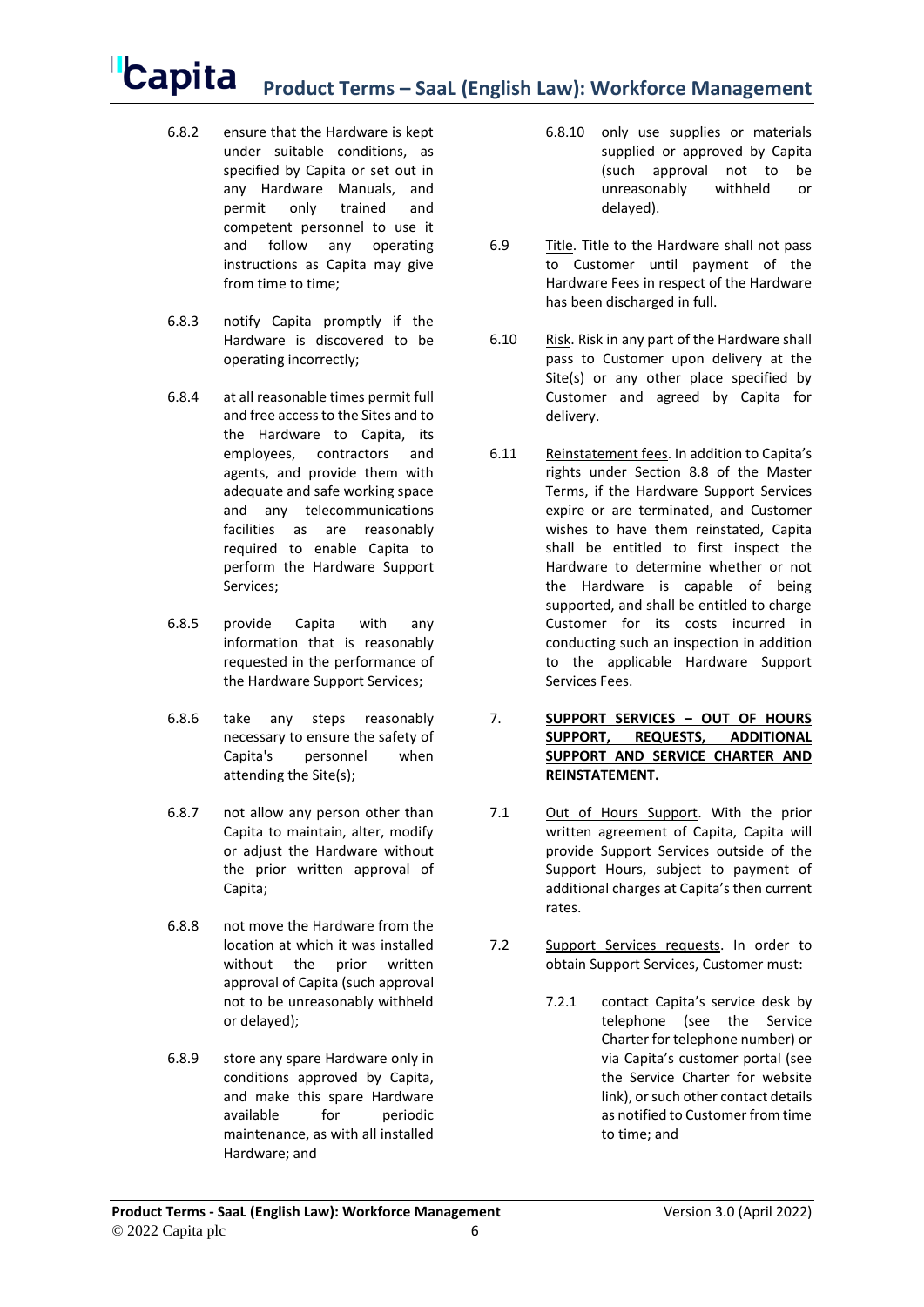6.8.2 ensure that the Hardware is kept under suitable conditions, as specified by Capita or set out in any Hardware Manuals, and permit only trained and competent personnel to use it and follow any operating instructions as Capita may give from time to time;

6.8.3 notify Capita promptly if the Hardware is discovered to be operating incorrectly;

6.8.4 at all reasonable times permit full and free access to the Sites and to the Hardware to Capita, its employees, contractors and agents, and provide them with adequate and safe working space and any telecommunications facilities as are reasonably required to enable Capita to perform the Hardware Support Services;

6.8.5 provide Capita with any information that is reasonably requested in the performance of the Hardware Support Services;

6.8.6 take any steps reasonably necessary to ensure the safety of Capita's personnel when attending the Site(s);

6.8.7 not allow any person other than Capita to maintain, alter, modify or adjust the Hardware without the prior written approval of Capita;

6.8.8 not move the Hardware from the location at which it was installed without the prior written approval of Capita (such approval not to be unreasonably withheld or delayed);

6.8.9 store any spare Hardware only in conditions approved by Capita, and make this spare Hardware available for periodic maintenance, as with all installed Hardware; and

6.8.10 only use supplies or materials supplied or approved by Capita (such approval not to be unreasonably withheld or delayed).

6.9 Title. Title to the Hardware shall not pass to Customer until payment of the Hardware Fees in respect of the Hardware has been discharged in full.

6.10 Risk. Risk in any part of the Hardware shall pass to Customer upon delivery at the Site(s) or any other place specified by Customer and agreed by Capita for delivery.

6.11 Reinstatement fees. In addition to Capita's rights under Section 8.8 of the Master Terms, if the Hardware Support Services expire or are terminated, and Customer wishes to have them reinstated, Capita shall be entitled to first inspect the Hardware to determine whether or not the Hardware is capable of being supported, and shall be entitled to charge Customer for its costs incurred in conducting such an inspection in addition to the applicable Hardware Support Services Fees.

## 7. SUPPORT SERVICES – OUT OF HOURS SUPPORT, REQUESTS, ADDITIONAL SUPPORT AND SERVICE CHARTER AND REINSTATEMENT.

7.1 Out of Hours Support. With the prior written agreement of Capita, Capita will provide Support Services outside of the Support Hours, subject to payment of additional charges at Capita's then current rates.

7.2 Support Services requests. In order to obtain Support Services, Customer must:

7.2.1 contact Capita's service desk by telephone (see the Service Charter for telephone number) or via Capita's customer portal (see the Service Charter for website link), or such other contact details as notified to Customer from time to time; and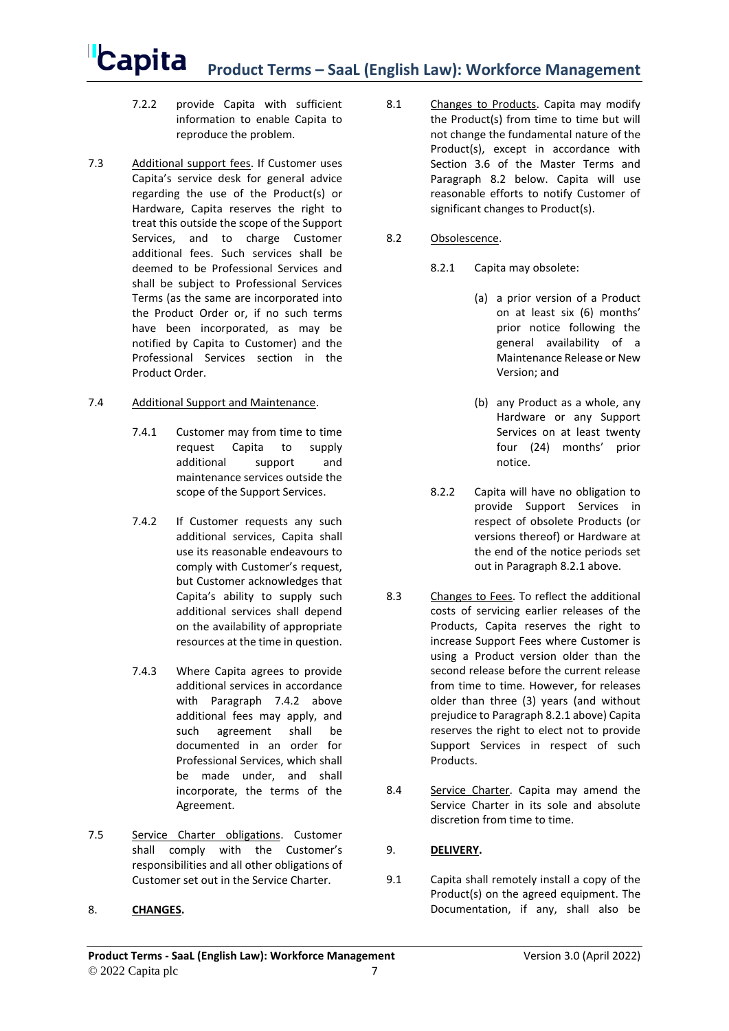7.2.2 provide Capita with sufficient information to enable Capita to reproduce the problem.

7.3 Additional support fees. If Customer uses Capita's service desk for general advice regarding the use of the Product(s) or Hardware, Capita reserves the right to treat this outside the scope of the Support Services, and to charge Customer additional fees. Such services shall be deemed to be Professional Services and shall be subject to Professional Services Terms (as the same are incorporated into the Product Order or, if no such terms have been incorporated, as may be notified by Capita to Customer) and the Professional Services section in the Product Order.

7.4 Additional Support and Maintenance.

7.4.1 Customer may from time to time request Capita to supply additional support and maintenance services outside the scope of the Support Services.

7.4.2 If Customer requests any such additional services, Capita shall use its reasonable endeavours to comply with Customer's request, but Customer acknowledges that Capita's ability to supply such additional services shall depend on the availability of appropriate resources at the time in question.

7.4.3 Where Capita agrees to provide additional services in accordance with Paragraph 7.4.2 above additional fees may apply, and such agreement shall be documented in an order for Professional Services, which shall be made under, and shall incorporate, the terms of the Agreement.

7.5 Service Charter obligations. Customer shall comply with the Customer's responsibilities and all other obligations of Customer set out in the Service Charter.

## 8. **CHANGES.**

8.1 Changes to Products. Capita may modify the Product(s) from time to time but will not change the fundamental nature of the Product(s), except in accordance with Section 3.6 of the Master Terms and Paragraph 8.2 below. Capita will use reasonable efforts to notify Customer of significant changes to Product(s).

8.2 Obsolescence.

8.2.1 Capita may obsolete:

(a) a prior version of a Product on at least six (6) months' prior notice following the general availability of a Maintenance Release or New Version; and

(b) any Product as a whole, any Hardware or any Support Services on at least twenty four (24) months' prior notice.

8.2.2 Capita will have no obligation to provide Support Services in respect of obsolete Products (or versions thereof) or Hardware at the end of the notice periods set out in Paragraph 8.2.1 above.

8.3 Changes to Fees. To reflect the additional costs of servicing earlier releases of the Products, Capita reserves the right to increase Support Fees where Customer is using a Product version older than the second release before the current release from time to time. However, for releases older than three (3) years (and without prejudice to Paragraph 8.2.1 above) Capita reserves the right to elect not to provide Support Services in respect of such Products.

8.4 Service Charter. Capita may amend the Service Charter in its sole and absolute discretion from time to time.

## 9. **DELIVERY.**

9.1 Capita shall remotely install a copy of the Product(s) on the agreed equipment. The Documentation, if any, shall also be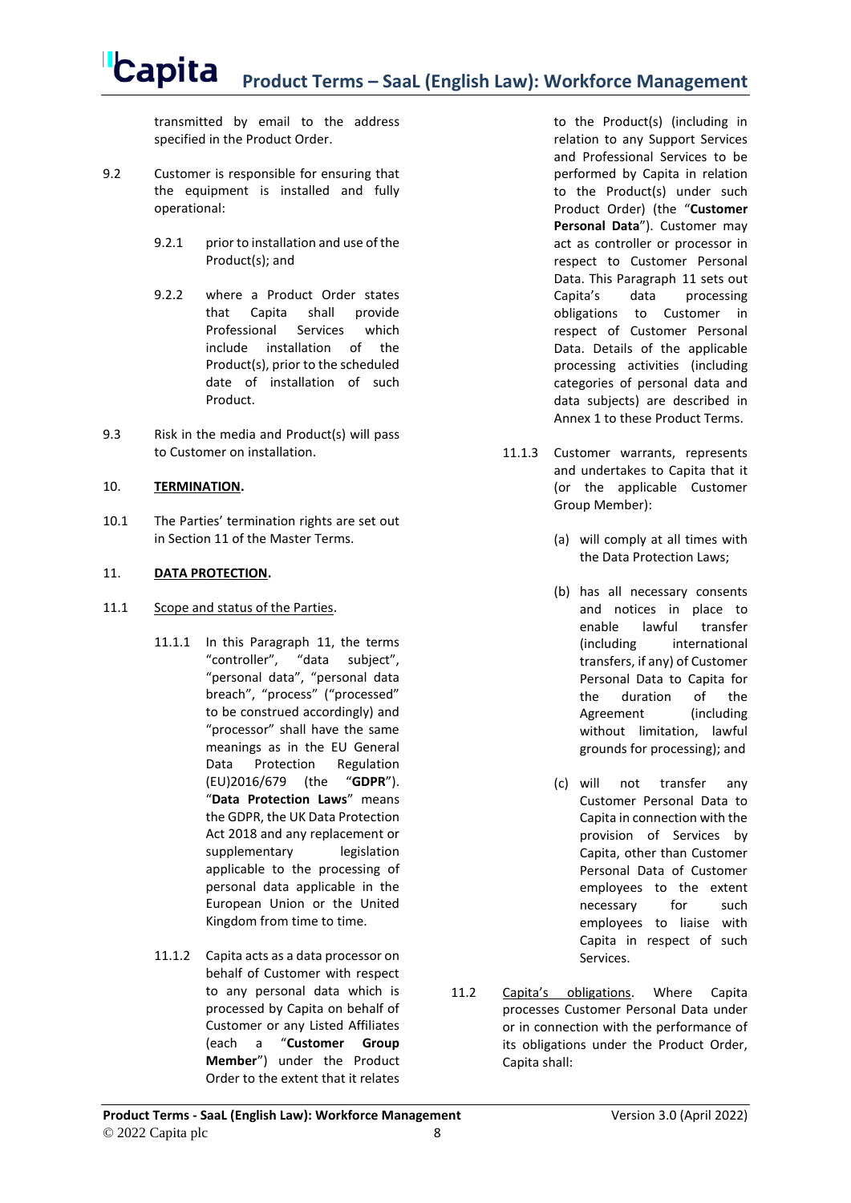transmitted by email to the address specified in the Product Order.

9.2 Customer is responsible for ensuring that the equipment is installed and fully operational:

9.2.1 prior to installation and use of the Product(s); and

9.2.2 where a Product Order states that Capita shall provide Professional Services which include installation of the Product(s), prior to the scheduled date of installation of such Product.

9.3 Risk in the media and Product(s) will pass to Customer on installation.

10. **TERMINATION.**

10.1 The Parties' termination rights are set out in Section 11 of the Master Terms.

11. **DATA PROTECTION.**

11.1 Scope and status of the Parties.

11.1.1 In this Paragraph 11, the terms "controller", "data subject", "personal data", "personal data breach", "process" ("processed" to be construed accordingly) and "processor" shall have the same meanings as in the EU General Data Protection Regulation (EU)2016/679 (the "**GDPR**"). "**Data Protection Laws**" means the GDPR, the UK Data Protection Act 2018 and any replacement or supplementary legislation applicable to the processing of personal data applicable in the European Union or the United Kingdom from time to time.

11.1.2 Capita acts as a data processor on behalf of Customer with respect to any personal data which is processed by Capita on behalf of Customer or any Listed Affiliates (each a "**Customer Group Member**") under the Product Order to the extent that it relates to the Product(s) (including in relation to any Support Services and Professional Services to be performed by Capita in relation to the Product(s) under such Product Order) (the "**Customer Personal Data**"). Customer may act as controller or processor in respect to Customer Personal Data. This Paragraph 11 sets out Capita's data processing obligations to Customer in respect of Customer Personal Data. Details of the applicable processing activities (including categories of personal data and data subjects) are described in Annex 1 to these Product Terms.

11.1.3 Customer warrants, represents and undertakes to Capita that it (or the applicable Customer Group Member):

(a) will comply at all times with the Data Protection Laws;

(b) has all necessary consents and notices in place to enable lawful transfer (including international transfers, if any) of Customer Personal Data to Capita for the duration of the Agreement (including without limitation, lawful grounds for processing); and

(c) will not transfer any Customer Personal Data to Capita in connection with the provision of Services by Capita, other than Customer Personal Data of Customer employees to the extent necessary for such employees to liaise with Capita in respect of such Services.

11.2 Capita's obligations. Where Capita processes Customer Personal Data under or in connection with the performance of its obligations under the Product Order, Capita shall: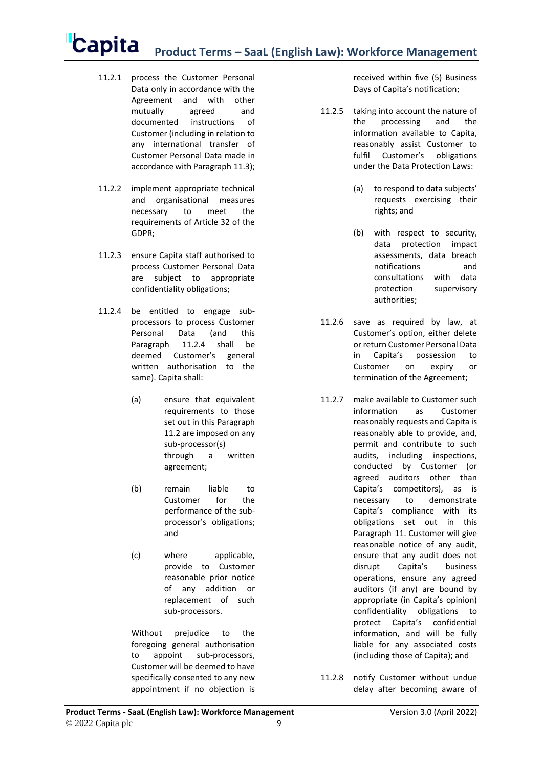11.2.1 process the Customer Personal Data only in accordance with the Agreement and with other mutually agreed and documented instructions of Customer (including in relation to any international transfer of Customer Personal Data made in accordance with Paragraph 11.3);

11.2.2 implement appropriate technical and organisational measures necessary to meet the requirements of Article 32 of the GDPR;

11.2.3 ensure Capita staff authorised to process Customer Personal Data are subject to appropriate confidentiality obligations;

11.2.4 be entitled to engage sub-processors to process Customer Personal Data (and this Paragraph 11.2.4 shall be deemed Customer's general written authorisation to the same). Capita shall:

(a) ensure that equivalent requirements to those set out in this Paragraph 11.2 are imposed on any sub-processor(s) through a written agreement;

(b) remain liable to Customer for the performance of the sub-processor's obligations; and

(c) where applicable, provide to Customer reasonable prior notice of any addition or replacement of such sub-processors.

Without prejudice to the foregoing general authorisation to appoint sub-processors, Customer will be deemed to have specifically consented to any new appointment if no objection is received within five (5) Business Days of Capita's notification;

11.2.5 taking into account the nature of the processing and the information available to Capita, reasonably assist Customer to fulfil Customer's obligations under the Data Protection Laws:

(a) to respond to data subjects' requests exercising their rights; and

(b) with respect to security, data protection impact assessments, data breach notifications and consultations with data protection supervisory authorities;

11.2.6 save as required by law, at Customer's option, either delete or return Customer Personal Data in Capita's possession to Customer on expiry or termination of the Agreement;

11.2.7 make available to Customer such information as Customer reasonably requests and Capita is reasonably able to provide, and, permit and contribute to such audits, including inspections, conducted by Customer (or agreed auditors other than Capita's competitors), as is necessary to demonstrate Capita's compliance with its obligations set out in this Paragraph 11. Customer will give reasonable notice of any audit, ensure that any audit does not disrupt Capita's business operations, ensure any agreed auditors (if any) are bound by appropriate (in Capita's opinion) confidentiality obligations to protect Capita's confidential information, and will be fully liable for any associated costs (including those of Capita); and

11.2.8 notify Customer without undue delay after becoming aware of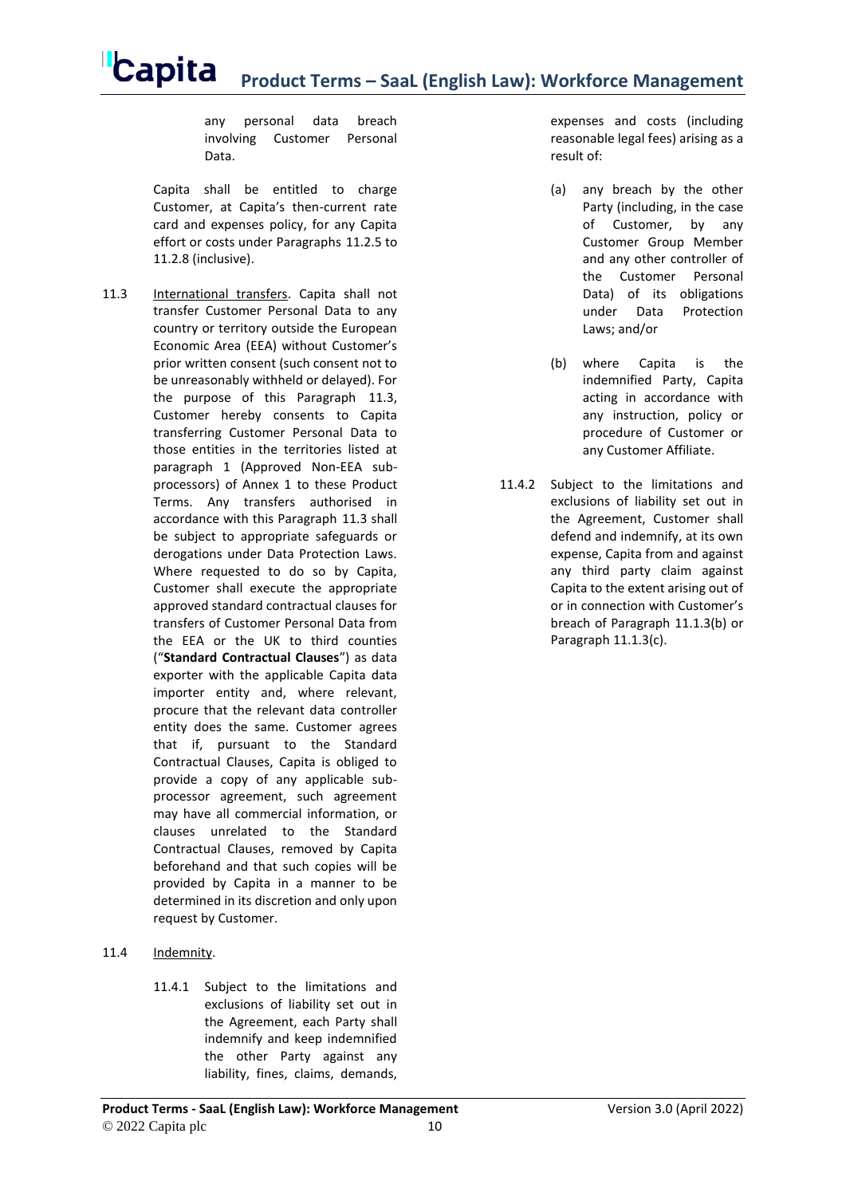any personal data breach involving Customer Personal Data.

Capita shall be entitled to charge Customer, at Capita's then-current rate card and expenses policy, for any Capita effort or costs under Paragraphs 11.2.5 to 11.2.8 (inclusive).

11.3 International transfers. Capita shall not transfer Customer Personal Data to any country or territory outside the European Economic Area (EEA) without Customer's prior written consent (such consent not to be unreasonably withheld or delayed). For the purpose of this Paragraph 11.3, Customer hereby consents to Capita transferring Customer Personal Data to those entities in the territories listed at paragraph 1 (Approved Non-EEA sub-processors) of Annex 1 to these Product Terms. Any transfers authorised in accordance with this Paragraph 11.3 shall be subject to appropriate safeguards or derogations under Data Protection Laws. Where requested to do so by Capita, Customer shall execute the appropriate approved standard contractual clauses for transfers of Customer Personal Data from the EEA or the UK to third counties ("**Standard Contractual Clauses**") as data exporter with the applicable Capita data importer entity and, where relevant, procure that the relevant data controller entity does the same. Customer agrees that if, pursuant to the Standard Contractual Clauses, Capita is obliged to provide a copy of any applicable sub-processor agreement, such agreement may have all commercial information, or clauses unrelated to the Standard Contractual Clauses, removed by Capita beforehand and that such copies will be provided by Capita in a manner to be determined in its discretion and only upon request by Customer.

11.4 Indemnity.

11.4.1 Subject to the limitations and exclusions of liability set out in the Agreement, each Party shall indemnify and keep indemnified the other Party against any liability, fines, claims, demands, expenses and costs (including reasonable legal fees) arising as a result of:

(a) any breach by the other Party (including, in the case of Customer, by any Customer Group Member and any other controller of the Customer Personal Data) of its obligations under Data Protection Laws; and/or

(b) where Capita is the indemnified Party, Capita acting in accordance with any instruction, policy or procedure of Customer or any Customer Affiliate.

11.4.2 Subject to the limitations and exclusions of liability set out in the Agreement, Customer shall defend and indemnify, at its own expense, Capita from and against any third party claim against Capita to the extent arising out of or in connection with Customer's breach of Paragraph 11.1.3(b) or Paragraph 11.1.3(c).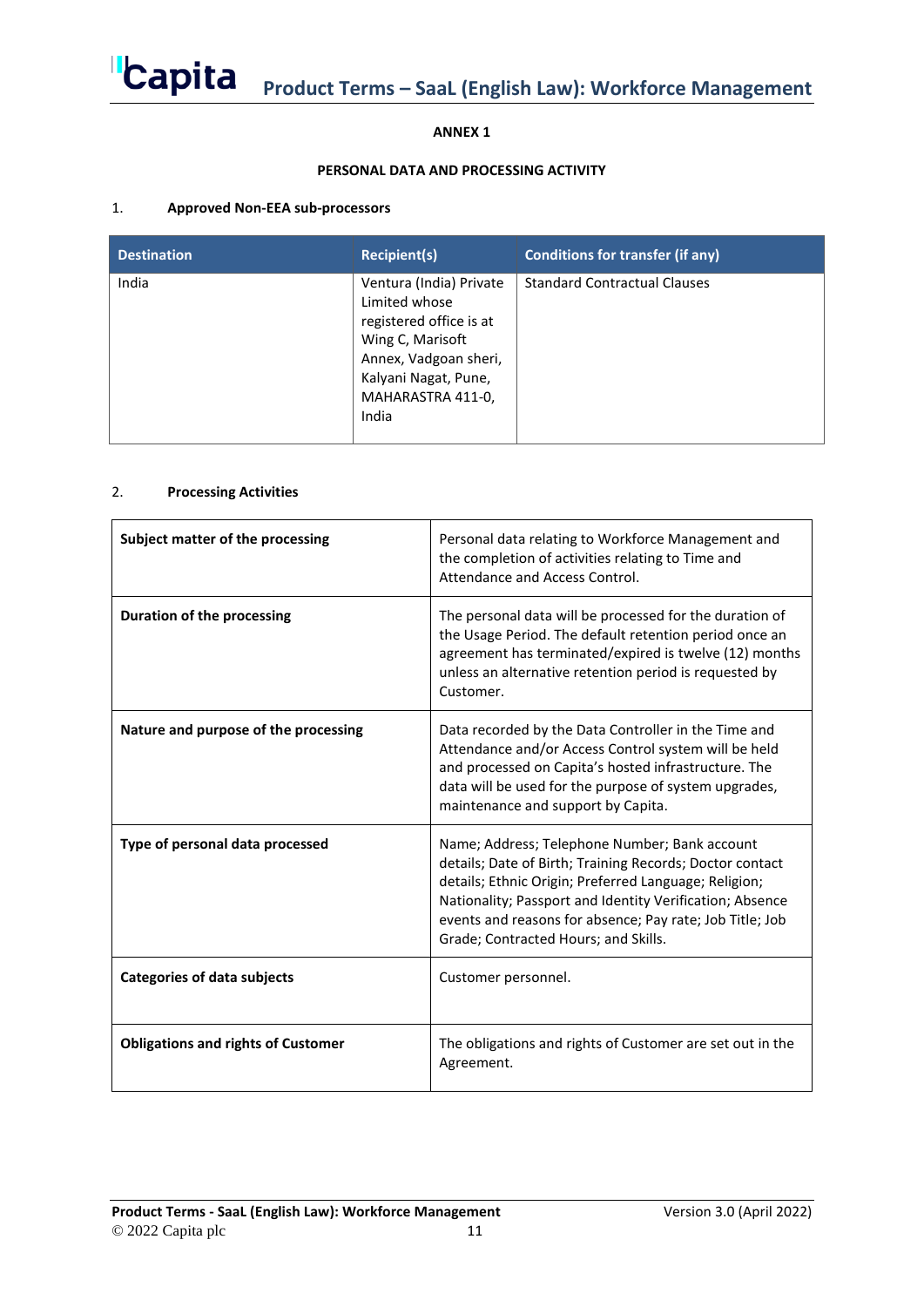**ANNEX 1**

**PERSONAL DATA AND PROCESSING ACTIVITY**

1. **Approved Non-EEA sub-processors**

| Destination | Recipient(s) | Conditions for transfer (if any) |
|---|---|---|
| India | Ventura (India) Private Limited whose registered office is at Wing C, Marisoft Annex, Vadgoan sheri, Kalyani Nagat, Pune, MAHARASTRA 411-0, India | Standard Contractual Clauses |

2. **Processing Activities**

| | |
|---|---|
| **Subject matter of the processing** | Personal data relating to Workforce Management and the completion of activities relating to Time and Attendance and Access Control. |
| **Duration of the processing** | The personal data will be processed for the duration of the Usage Period. The default retention period once an agreement has terminated/expired is twelve (12) months unless an alternative retention period is requested by Customer. |
| **Nature and purpose of the processing** | Data recorded by the Data Controller in the Time and Attendance and/or Access Control system will be held and processed on Capita's hosted infrastructure. The data will be used for the purpose of system upgrades, maintenance and support by Capita. |
| **Type of personal data processed** | Name; Address; Telephone Number; Bank account details; Date of Birth; Training Records; Doctor contact details; Ethnic Origin; Preferred Language; Religion; Nationality; Passport and Identity Verification; Absence events and reasons for absence; Pay rate; Job Title; Job Grade; Contracted Hours; and Skills. |
| **Categories of data subjects** | Customer personnel. |
| **Obligations and rights of Customer** | The obligations and rights of Customer are set out in the Agreement. |